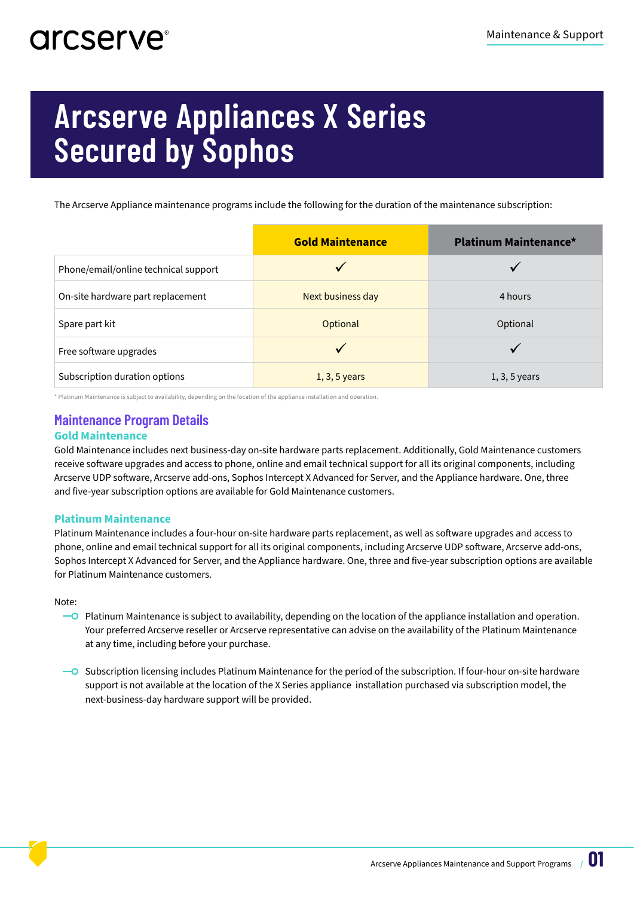# Arcserve Appliances X Series Secured by Sophos

The Arcserve Appliance maintenance programs include the following for the duration of the maintenance subscription:

| | Gold Maintenance | Platinum Maintenance* |
|---|---|---|
| Phone/email/online technical support | ✓ | ✓ |
| On-site hardware part replacement | Next business day | 4 hours |
| Spare part kit | Optional | Optional |
| Free software upgrades | ✓ | ✓ |
| Subscription duration options | 1, 3, 5 years | 1, 3, 5 years |

* Platinum Maintenance is subject to availability, depending on the location of the appliance installation and operation.

## Maintenance Program Details

### Gold Maintenance

Gold Maintenance includes next business-day on-site hardware parts replacement. Additionally, Gold Maintenance customers receive software upgrades and access to phone, online and email technical support for all its original components, including Arcserve UDP software, Arcserve add-ons, Sophos Intercept X Advanced for Server, and the Appliance hardware. One, three and five-year subscription options are available for Gold Maintenance customers.

### Platinum Maintenance

Platinum Maintenance includes a four-hour on-site hardware parts replacement, as well as software upgrades and access to phone, online and email technical support for all its original components, including Arcserve UDP software, Arcserve add-ons, Sophos Intercept X Advanced for Server, and the Appliance hardware. One, three and five-year subscription options are available for Platinum Maintenance customers.

Note:

- Platinum Maintenance is subject to availability, depending on the location of the appliance installation and operation. Your preferred Arcserve reseller or Arcserve representative can advise on the availability of the Platinum Maintenance at any time, including before your purchase.
- Subscription licensing includes Platinum Maintenance for the period of the subscription. If four-hour on-site hardware support is not available at the location of the X Series appliance installation purchased via subscription model, the next-business-day hardware support will be provided.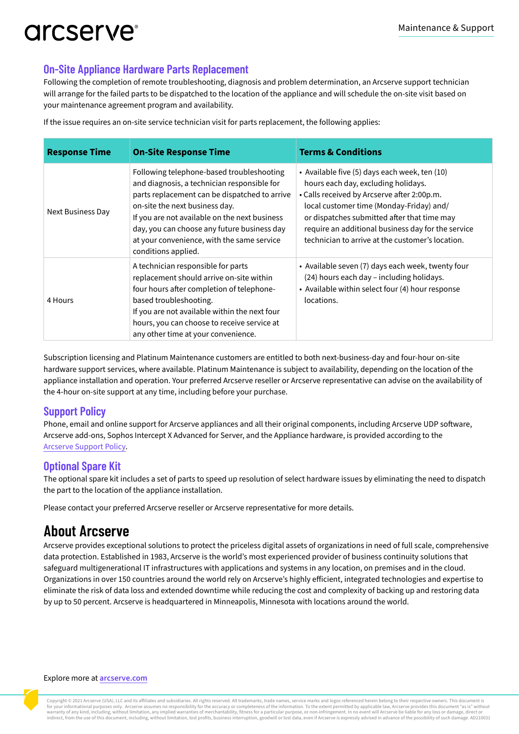## On-Site Appliance Hardware Parts Replacement

Following the completion of remote troubleshooting, diagnosis and problem determination, an Arcserve support technician will arrange for the failed parts to be dispatched to the location of the appliance and will schedule the on-site visit based on your maintenance agreement program and availability.

If the issue requires an on-site service technician visit for parts replacement, the following applies:

| Response Time | On-Site Response Time | Terms & Conditions |
|---|---|---|
| Next Business Day | Following telephone-based troubleshooting and diagnosis, a technician responsible for parts replacement can be dispatched to arrive on-site the next business day. If you are not available on the next business day, you can choose any future business day at your convenience, with the same service conditions applied. | • Available five (5) days each week, ten (10) hours each day, excluding holidays. • Calls received by Arcserve after 2:00p.m. local customer time (Monday-Friday) and/ or dispatches submitted after that time may require an additional business day for the service technician to arrive at the customer's location. |
| 4 Hours | A technician responsible for parts replacement should arrive on-site within four hours after completion of telephone-based troubleshooting. If you are not available within the next four hours, you can choose to receive service at any other time at your convenience. | • Available seven (7) days each week, twenty four (24) hours each day – including holidays. • Available within select four (4) hour response locations. |

Subscription licensing and Platinum Maintenance customers are entitled to both next-business-day and four-hour on-site hardware support services, where available. Platinum Maintenance is subject to availability, depending on the location of the appliance installation and operation. Your preferred Arcserve reseller or Arcserve representative can advise on the availability of the 4-hour on-site support at any time, including before your purchase.

## Support Policy

Phone, email and online support for Arcserve appliances and all their original components, including Arcserve UDP software, Arcserve add-ons, Sophos Intercept X Advanced for Server, and the Appliance hardware, is provided according to the Arcserve Support Policy.

## Optional Spare Kit

The optional spare kit includes a set of parts to speed up resolution of select hardware issues by eliminating the need to dispatch the part to the location of the appliance installation.

Please contact your preferred Arcserve reseller or Arcserve representative for more details.

# About Arcserve

Arcserve provides exceptional solutions to protect the priceless digital assets of organizations in need of full scale, comprehensive data protection. Established in 1983, Arcserve is the world's most experienced provider of business continuity solutions that safeguard multigenerational IT infrastructures with applications and systems in any location, on premises and in the cloud. Organizations in over 150 countries around the world rely on Arcserve's highly efficient, integrated technologies and expertise to eliminate the risk of data loss and extended downtime while reducing the cost and complexity of backing up and restoring data by up to 50 percent. Arcserve is headquartered in Minneapolis, Minnesota with locations around the world.

Explore more at arcserve.com

Copyright © 2021 Arcserve (USA), LLC and its affiliates and subsidiaries. All rights reserved. All trademarks, trade names, service marks and logos referenced herein belong to their respective owners. This document is for your informational purposes only. Arcserve assumes no responsibility for the accuracy or completeness of the information. To the extent permitted by applicable law, Arcserve provides this document "as is" without warranty of any kind, including, without limitation, any implied warranties of merchantability, fitness for a particular purpose, or non-infringement. In no event will Arcserve be liable for any loss or damage, direct or indirect, from the use of this document, including, without limitation, lost profits, business interruption, goodwill or lost data, even if Arcserve is expressly advised in advance of the possibility of such damage. AD210031